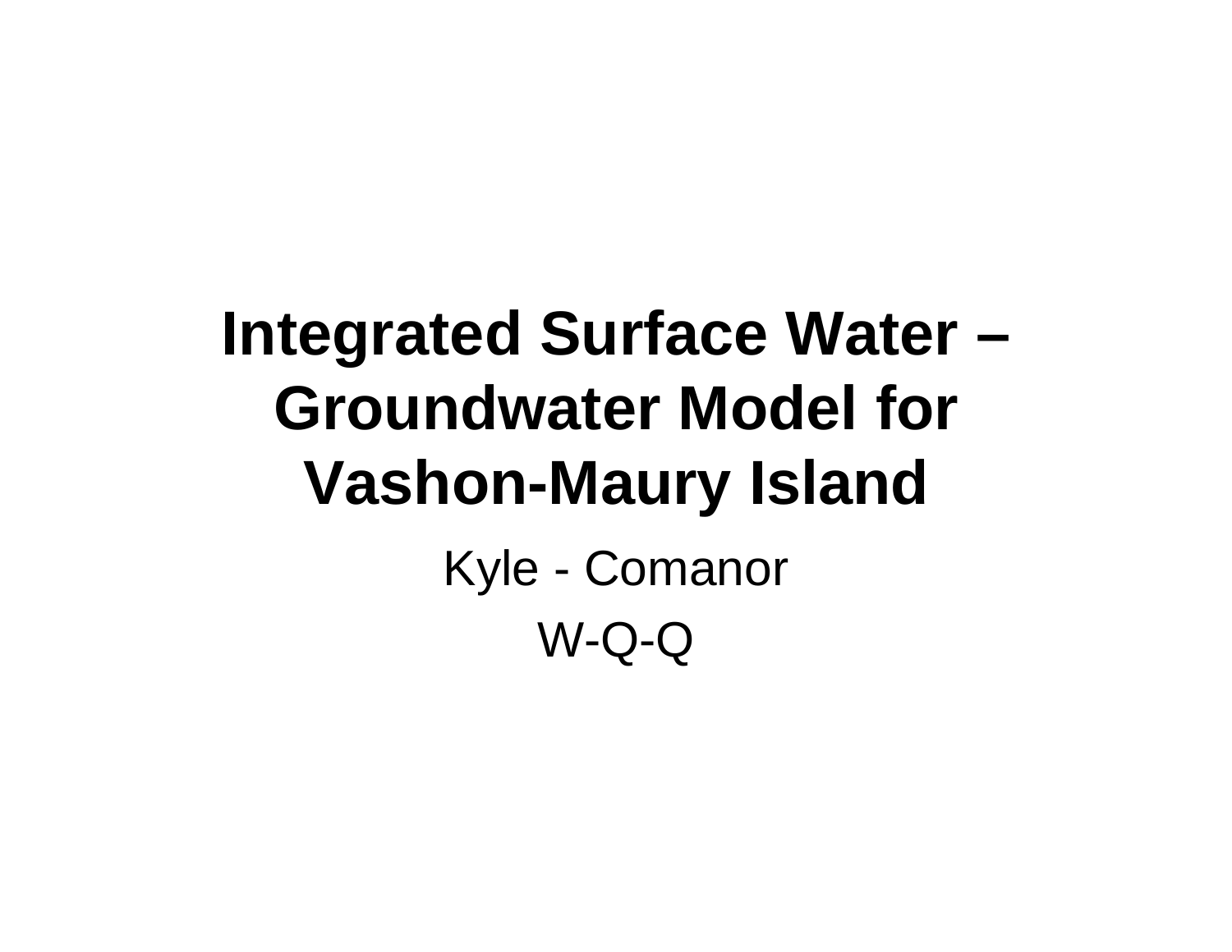# Integrated Surface Water – Groundwater Model for Vashon-Maury Island

Kyle - Comanor

W-Q-Q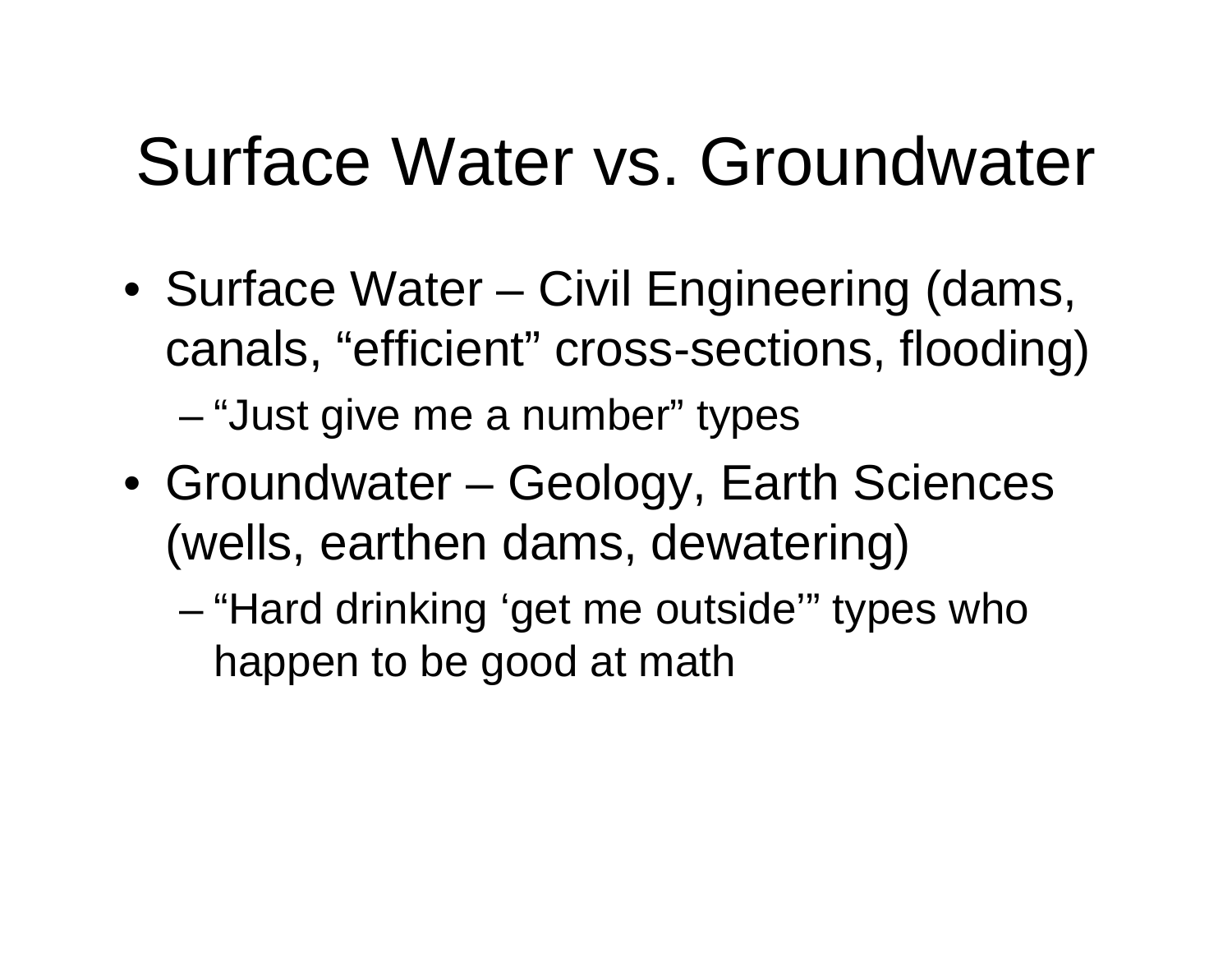# Surface Water vs. Groundwater

- Surface Water – Civil Engineering (dams, canals, "efficient" cross-sections, flooding)
  - "Just give me a number" types
- Groundwater – Geology, Earth Sciences (wells, earthen dams, dewatering)
  - "Hard drinking 'get me outside'" types who happen to be good at math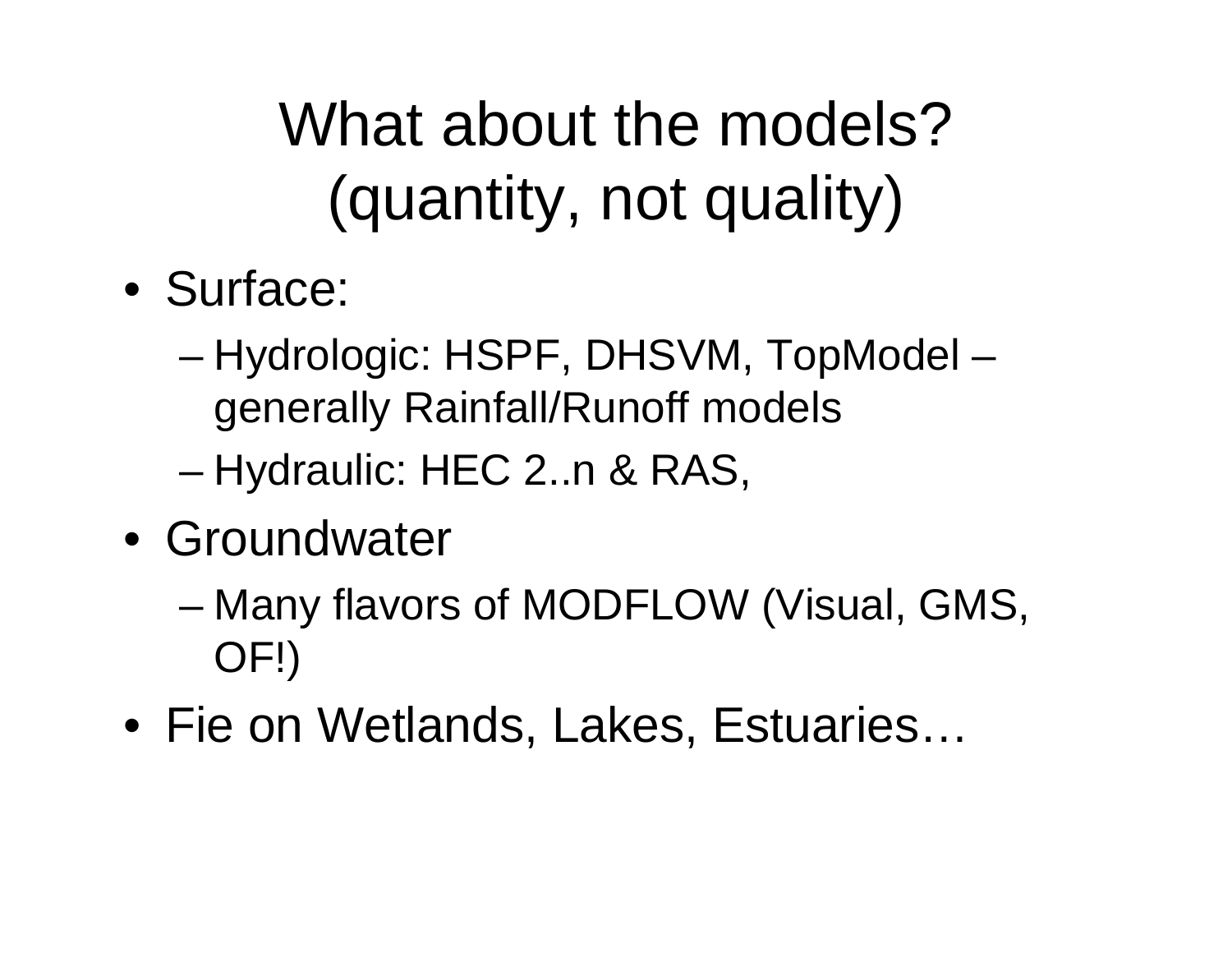# What about the models? (quantity, not quality)

- Surface:
  - Hydrologic: HSPF, DHSVM, TopModel – generally Rainfall/Runoff models
  - Hydraulic: HEC 2..n & RAS,
- Groundwater
  - Many flavors of MODFLOW (Visual, GMS, OF!)
- Fie on Wetlands, Lakes, Estuaries…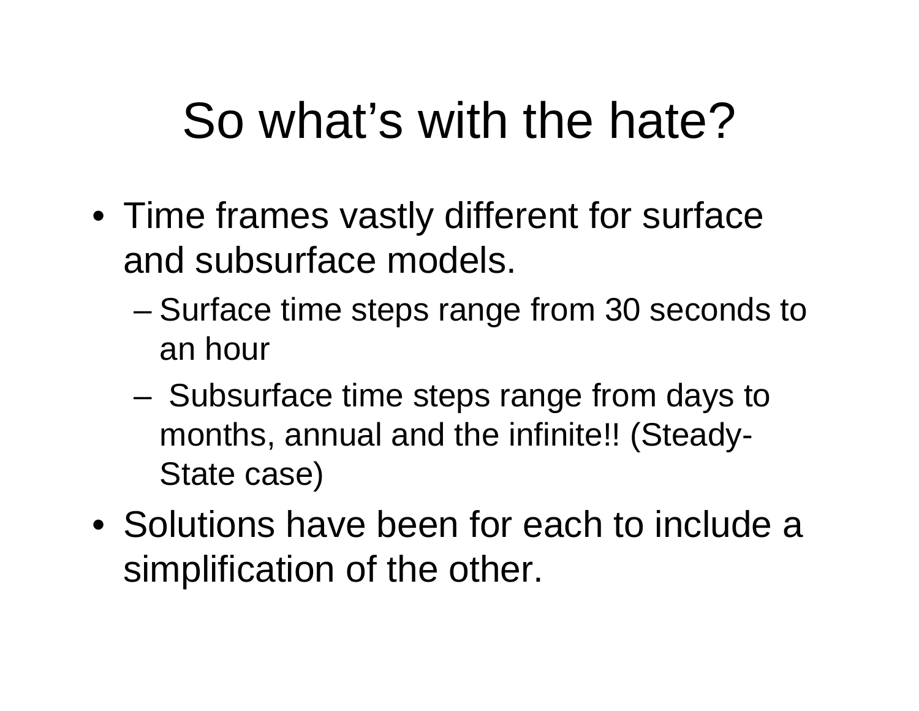# So what's with the hate?

- Time frames vastly different for surface and subsurface models.
  - Surface time steps range from 30 seconds to an hour
  - Subsurface time steps range from days to months, annual and the infinite!! (Steady-State case)
- Solutions have been for each to include a simplification of the other.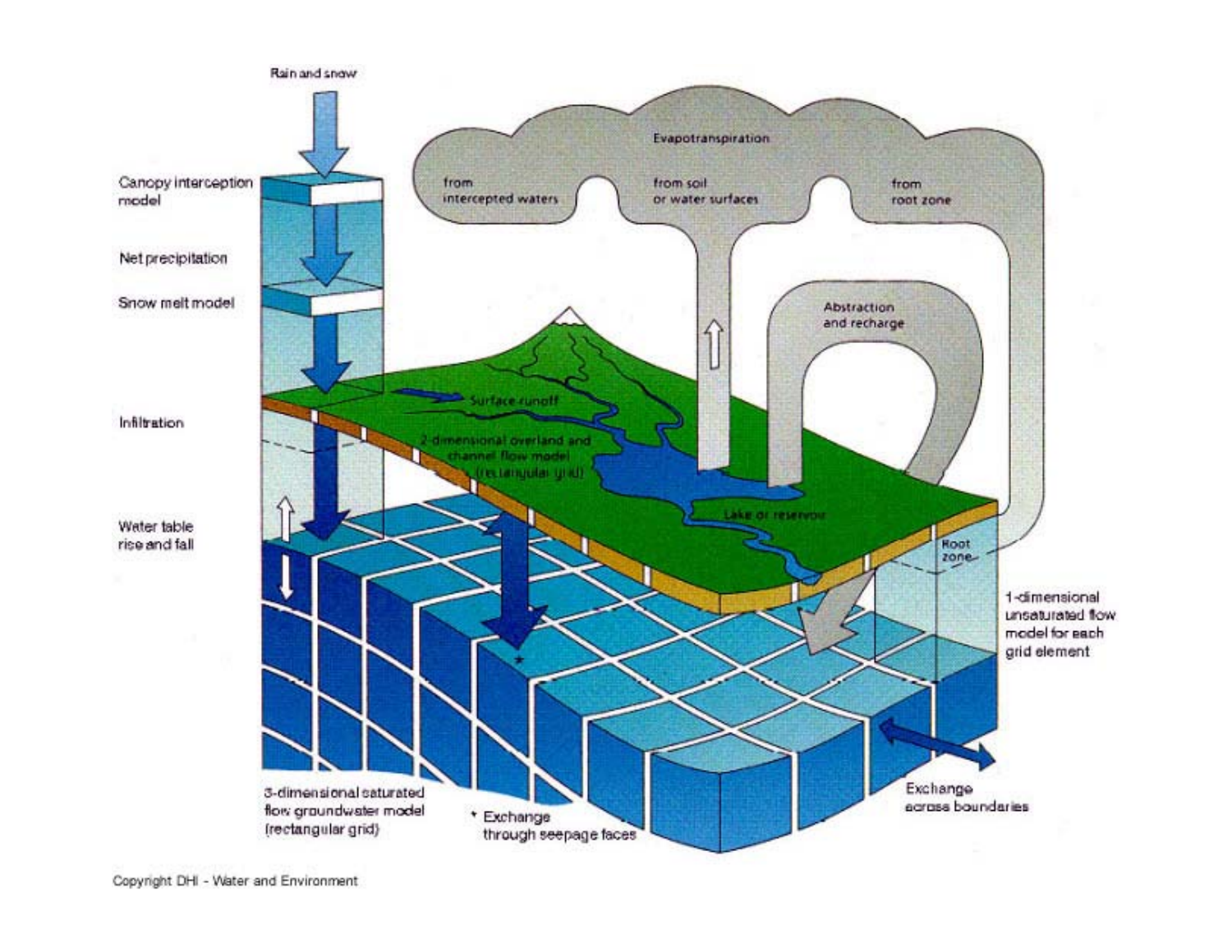Rain and snow

Canopy interception model

Net precipitation

Snow melt model

Infiltration

Water table rise and fall

Evapotranspiration

from intercepted waters

from soil or water surfaces

from root zone

Abstraction and recharge

Surface runoff

2-dimensional overland and channel flow model (rectangular grid)

Lake or reservoir

Root zone

1-dimensional unsaturated flow model for each grid element

3-dimensional saturated flow groundwater model (rectangular grid)

* Exchange through seepage faces

Exchange across boundaries

Copyright DHI - Water and Environment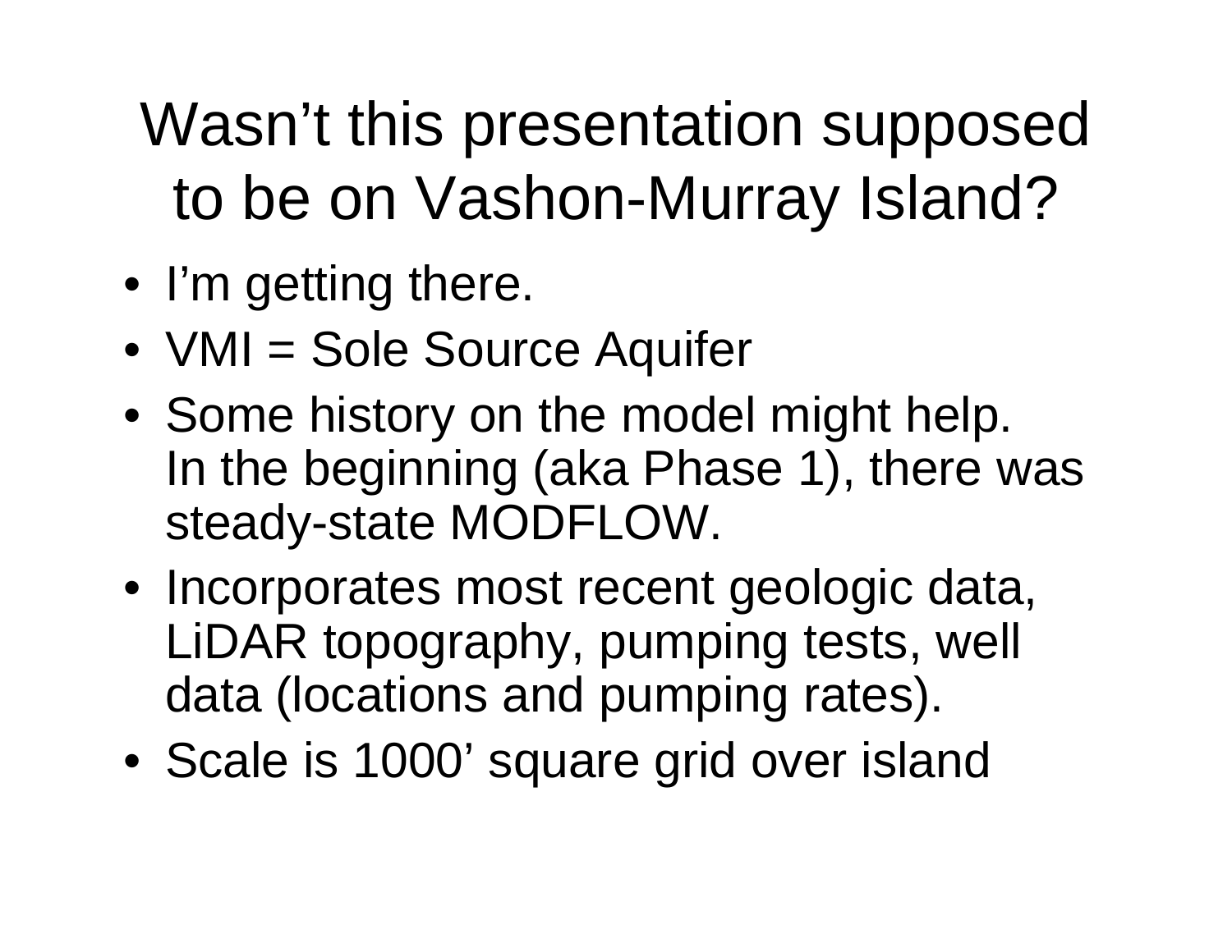# Wasn't this presentation supposed to be on Vashon-Murray Island?

- I'm getting there.
- VMI = Sole Source Aquifer
- Some history on the model might help. In the beginning (aka Phase 1), there was steady-state MODFLOW.
- Incorporates most recent geologic data, LiDAR topography, pumping tests, well data (locations and pumping rates).
- Scale is 1000' square grid over island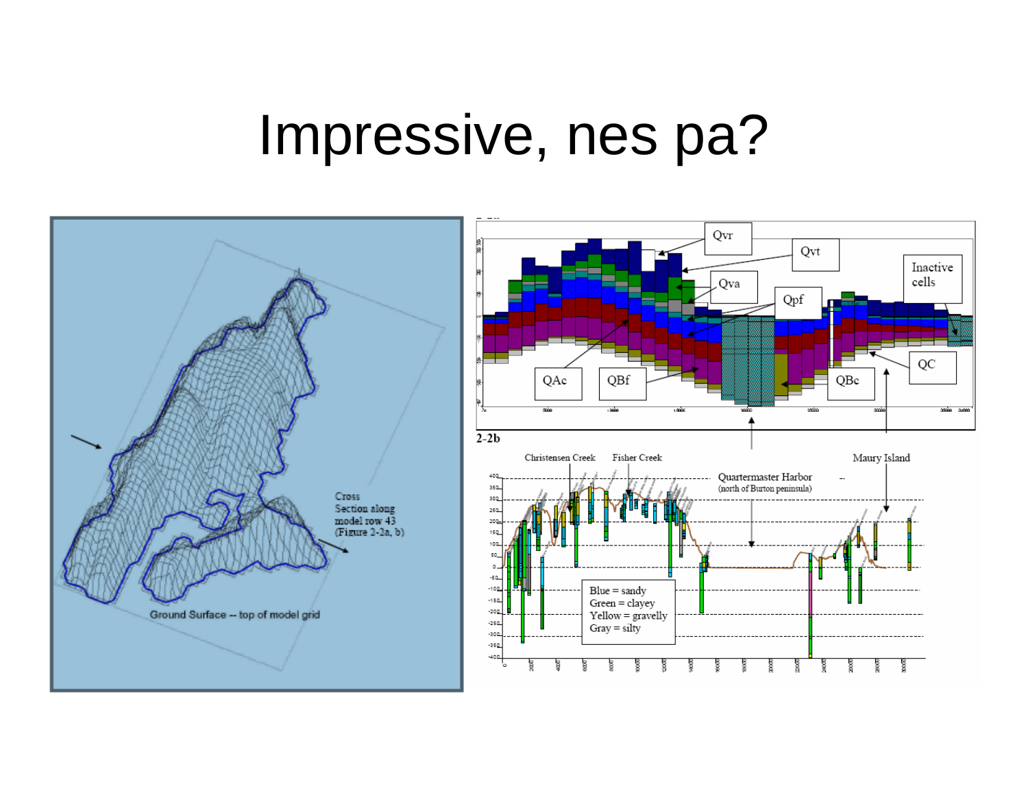# Impressive, nes pa?

Cross Section along model row 43 (Figure 2-2a, b)

Ground Surface -- top of model grid

Qvr

Qvt

Qva

Qpf

Inactive cells

QAc

QBf

QBc

QC

2-2b

Christensen Creek

Fisher Creek

Quartermaster Harbor (north of Burton peninsula)

Maury Island

Blue = sandy
Green = clayey
Yellow = gravelly
Gray = silty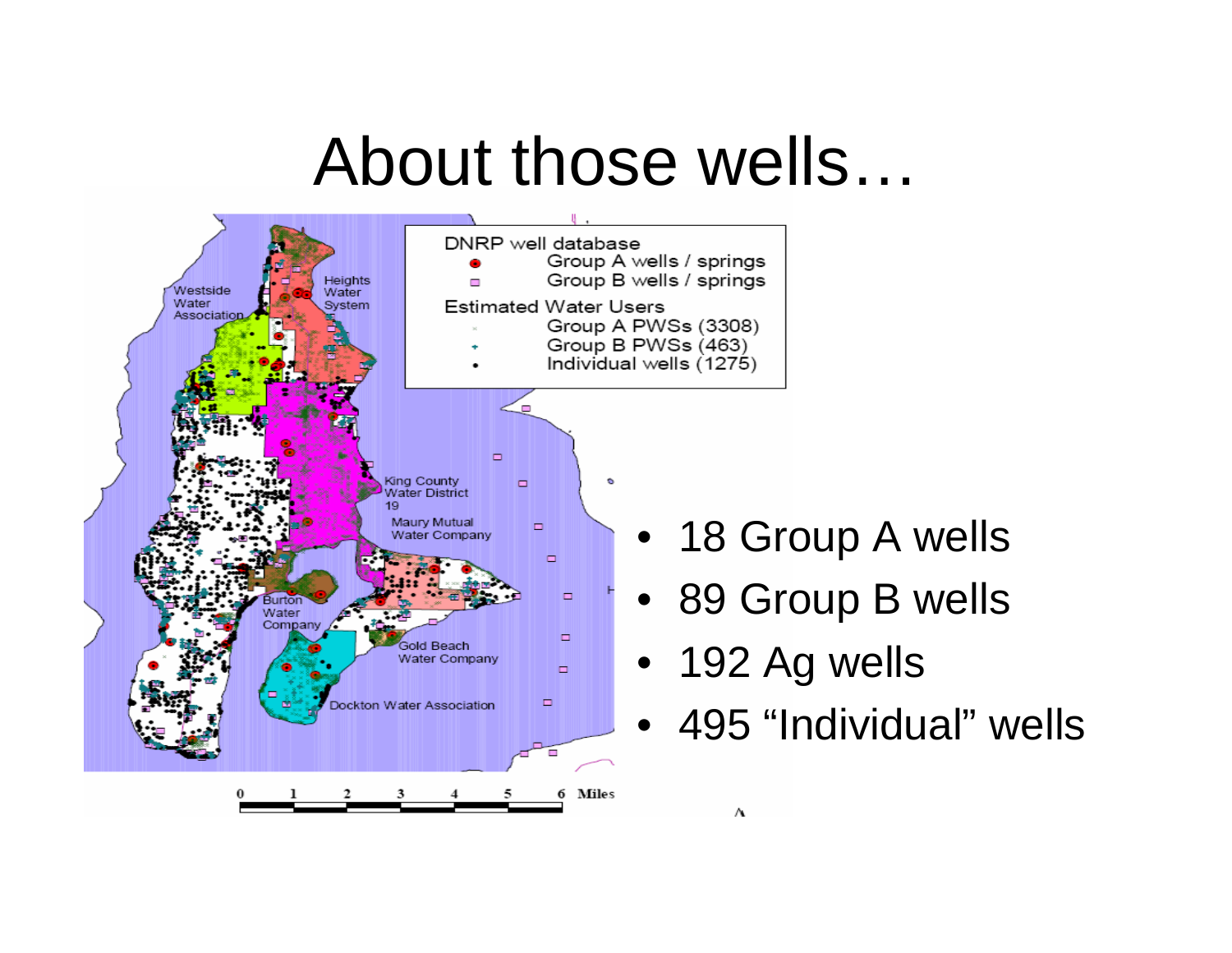# About those wells…

- 18 Group A wells
- 89 Group B wells
- 192 Ag wells
- 495 “Individual” wells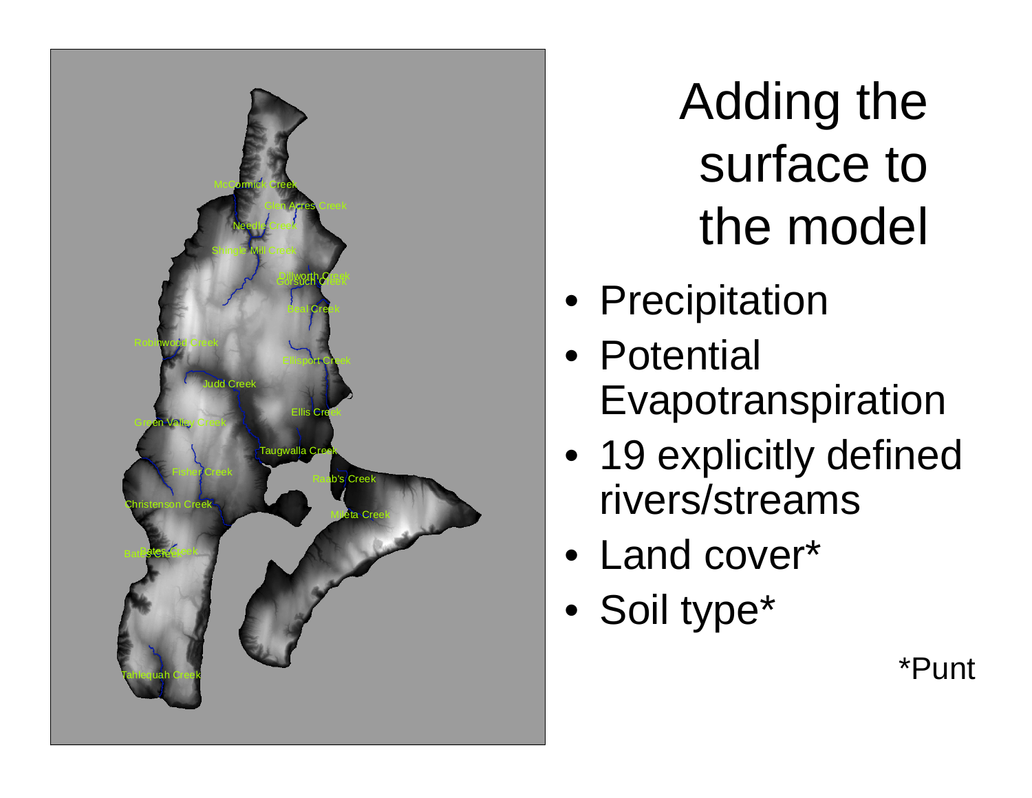# Adding the surface to the model

- Precipitation
- Potential Evapotranspiration
- 19 explicitly defined rivers/streams
- Land cover*
- Soil type*

*Punt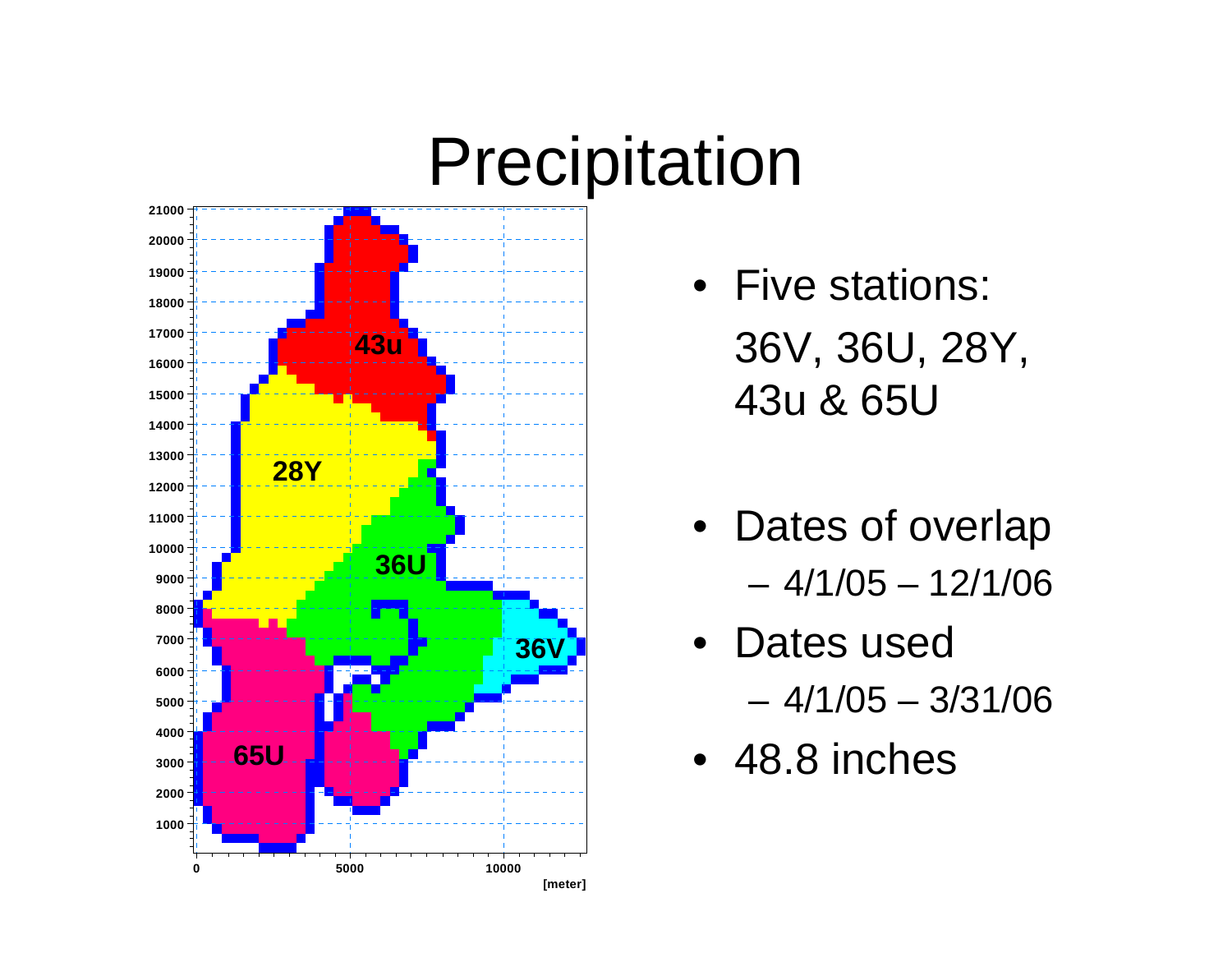# Precipitation

- Five stations: 36V, 36U, 28Y, 43u & 65U
- Dates of overlap
  - 4/1/05 – 12/1/06
- Dates used
  - 4/1/05 – 3/31/06
- 48.8 inches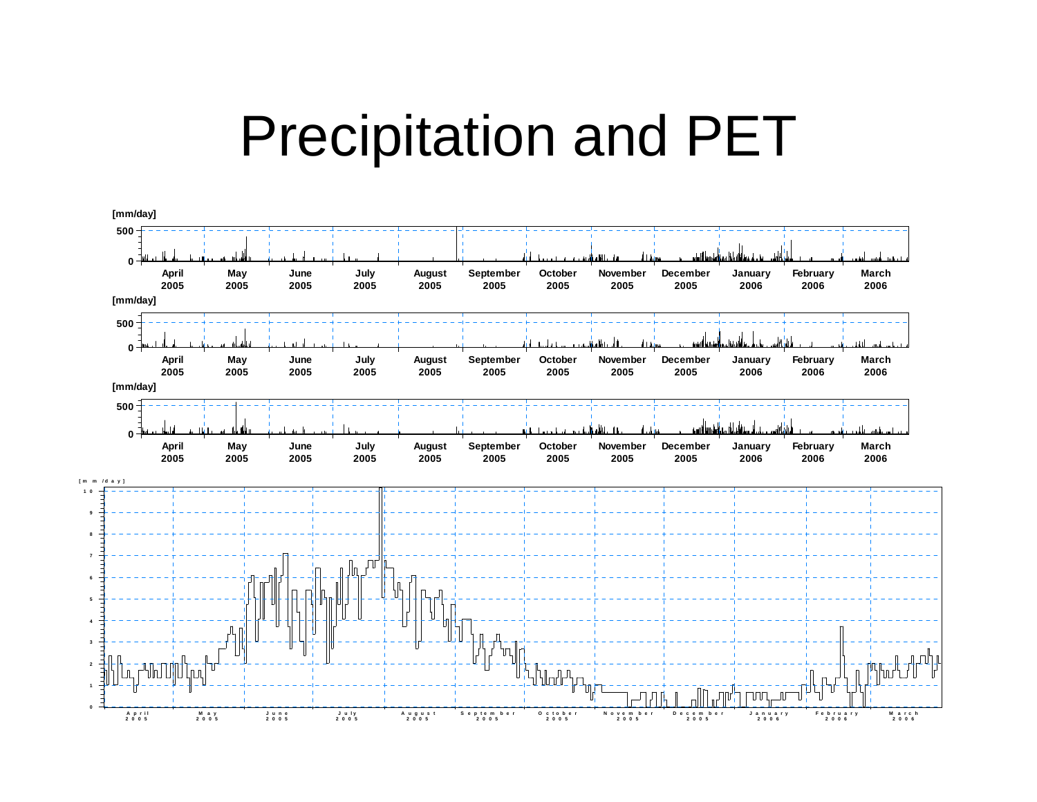# Precipitation and PET

[mm/day]

500

0

April 2005 | May 2005 | June 2005 | July 2005 | August 2005 | September 2005 | October 2005 | November 2005 | December 2005 | January 2006 | February 2006 | March 2006

[mm/day]

500

0

April 2005 | May 2005 | June 2005 | July 2005 | August 2005 | September 2005 | October 2005 | November 2005 | December 2005 | January 2006 | February 2006 | March 2006

[mm/day]

500

0

April 2005 | May 2005 | June 2005 | July 2005 | August 2005 | September 2005 | October 2005 | November 2005 | December 2005 | January 2006 | February 2006 | March 2006

[mm/day]

10 9 8 7 6 5 4 3 2 1 0

April 2005 | May 2005 | June 2005 | July 2005 | August 2005 | September 2005 | October 2005 | November 2005 | December 2005 | January 2006 | February 2006 | March 2006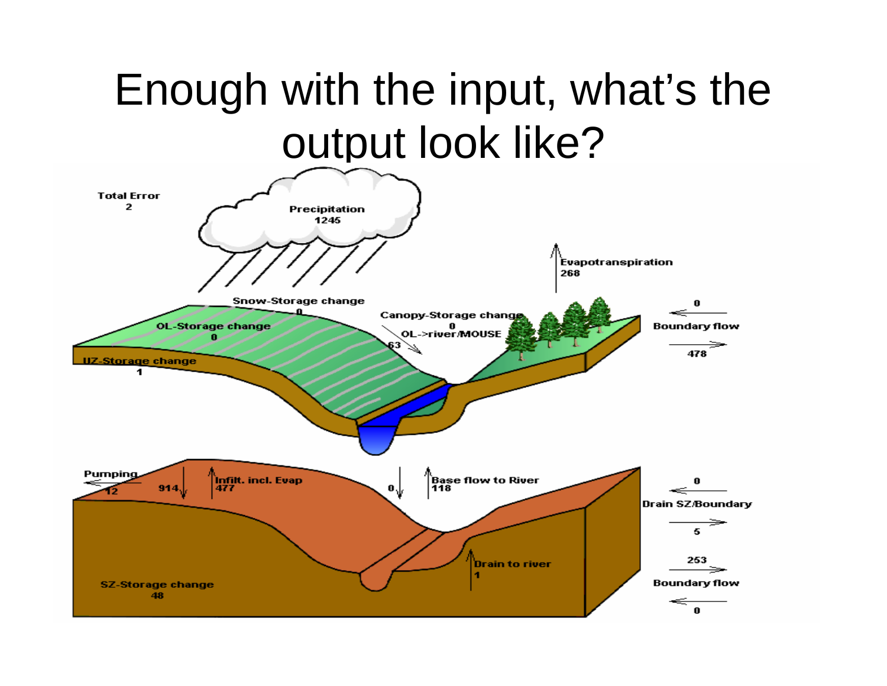# Enough with the input, what's the output look like?

Total Error
2

Precipitation
1245

Evapotranspiration
268

Snow-Storage change
0

Canopy-Storage change
0

OL-Storage change
0

OL->river/MOUSE
63

UZ-Storage change
1

Boundary flow
0
478

Pumping
12

914

Infilt. incl. Evap
477

0

Base flow to River
118

Drain SZ/Boundary
0
5

Drain to river
1

SZ-Storage change
48

Boundary flow
253
0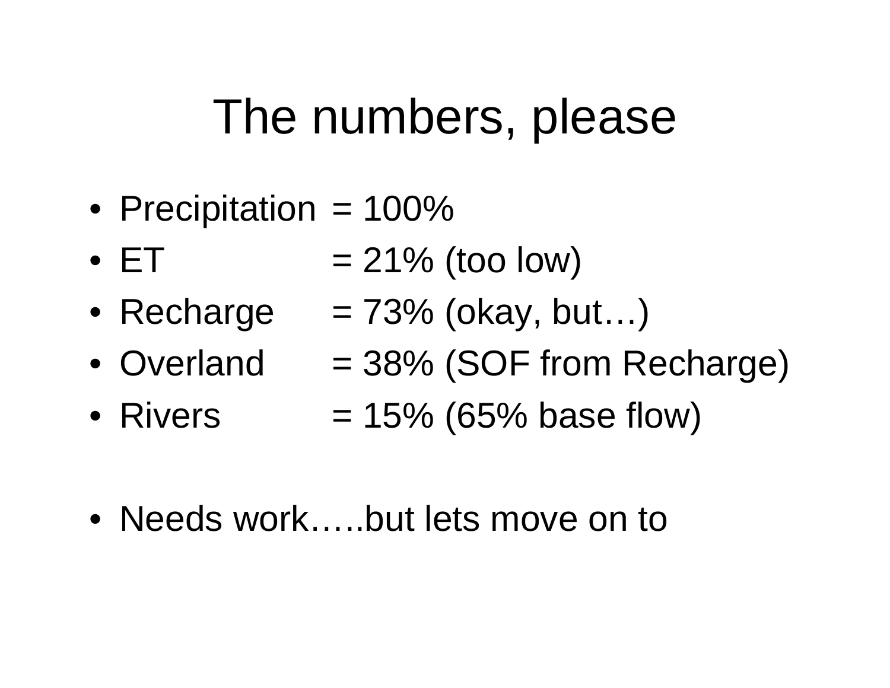# The numbers, please

- Precipitation = 100%
- ET = 21% (too low)
- Recharge = 73% (okay, but…)
- Overland = 38% (SOF from Recharge)
- Rivers = 15% (65% base flow)

- Needs work…..but lets move on to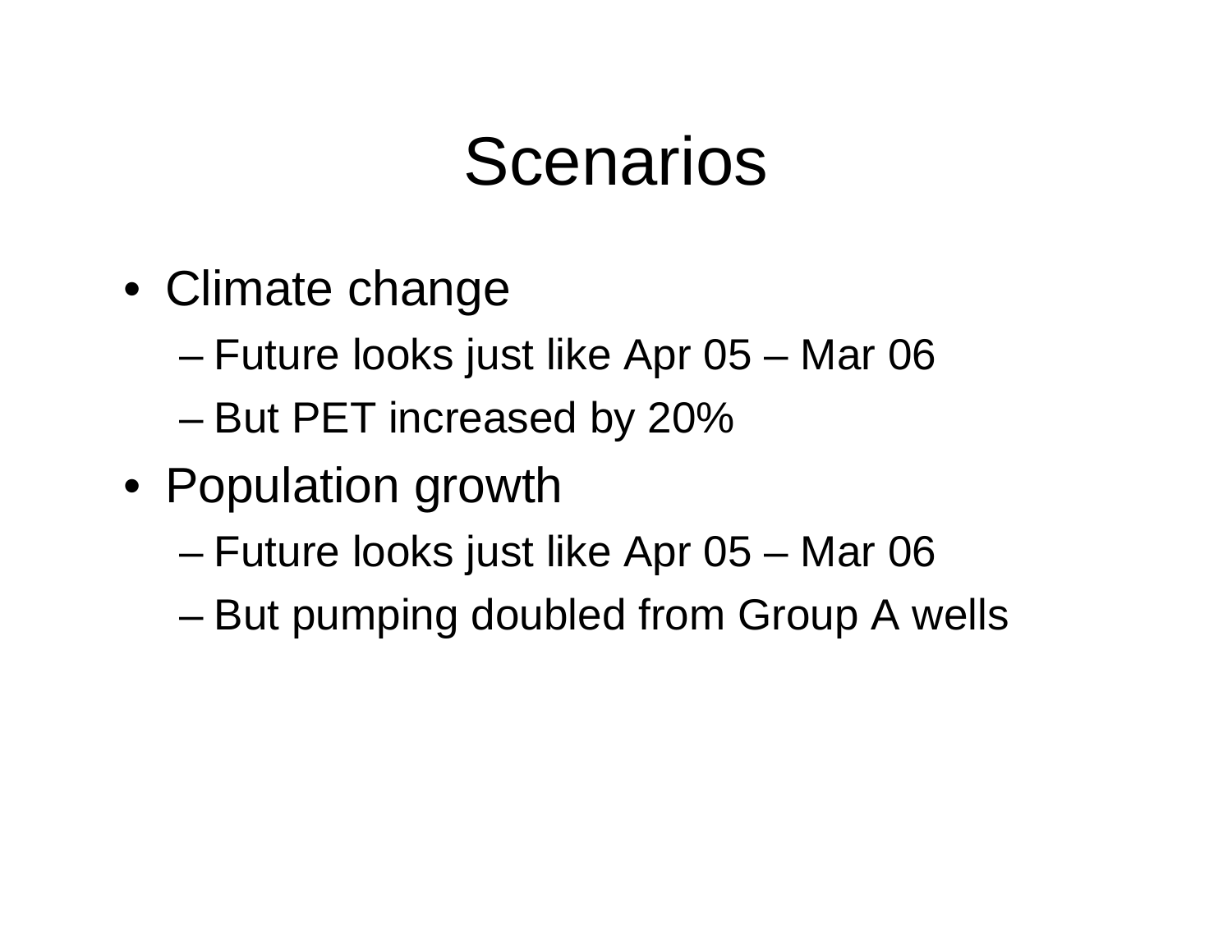# Scenarios

- Climate change
  - Future looks just like Apr 05 – Mar 06
  - But PET increased by 20%
- Population growth
  - Future looks just like Apr 05 – Mar 06
  - But pumping doubled from Group A wells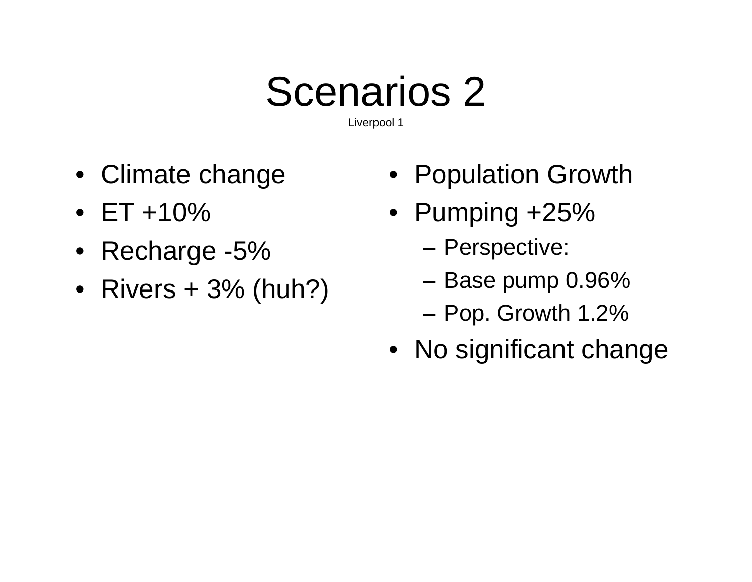# Scenarios 2

Liverpool 1

- Climate change
- ET +10%
- Recharge -5%
- Rivers + 3% (huh?)

- Population Growth
- Pumping +25%
  - Perspective:
  - Base pump 0.96%
  - Pop. Growth 1.2%
- No significant change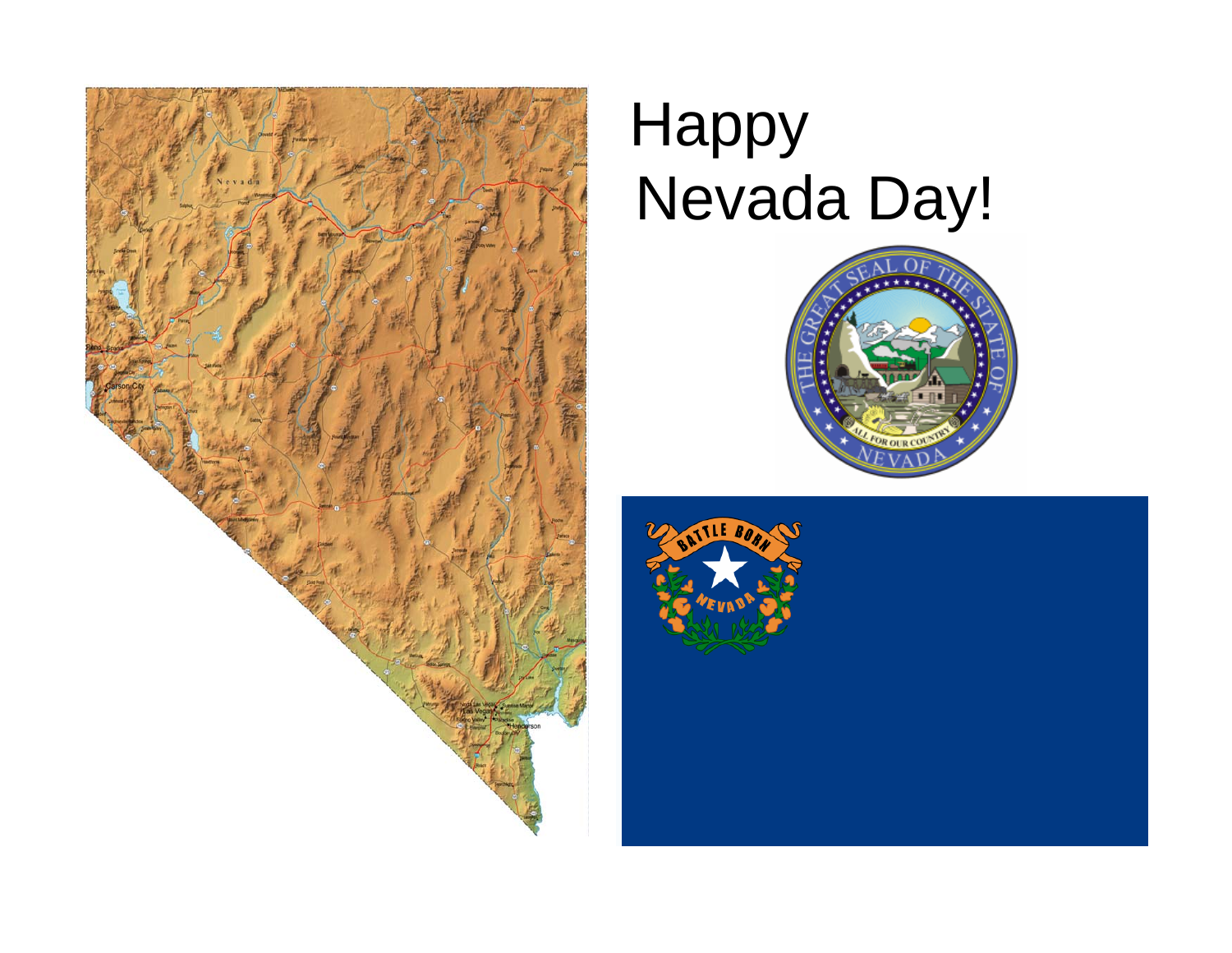# Happy Nevada Day!